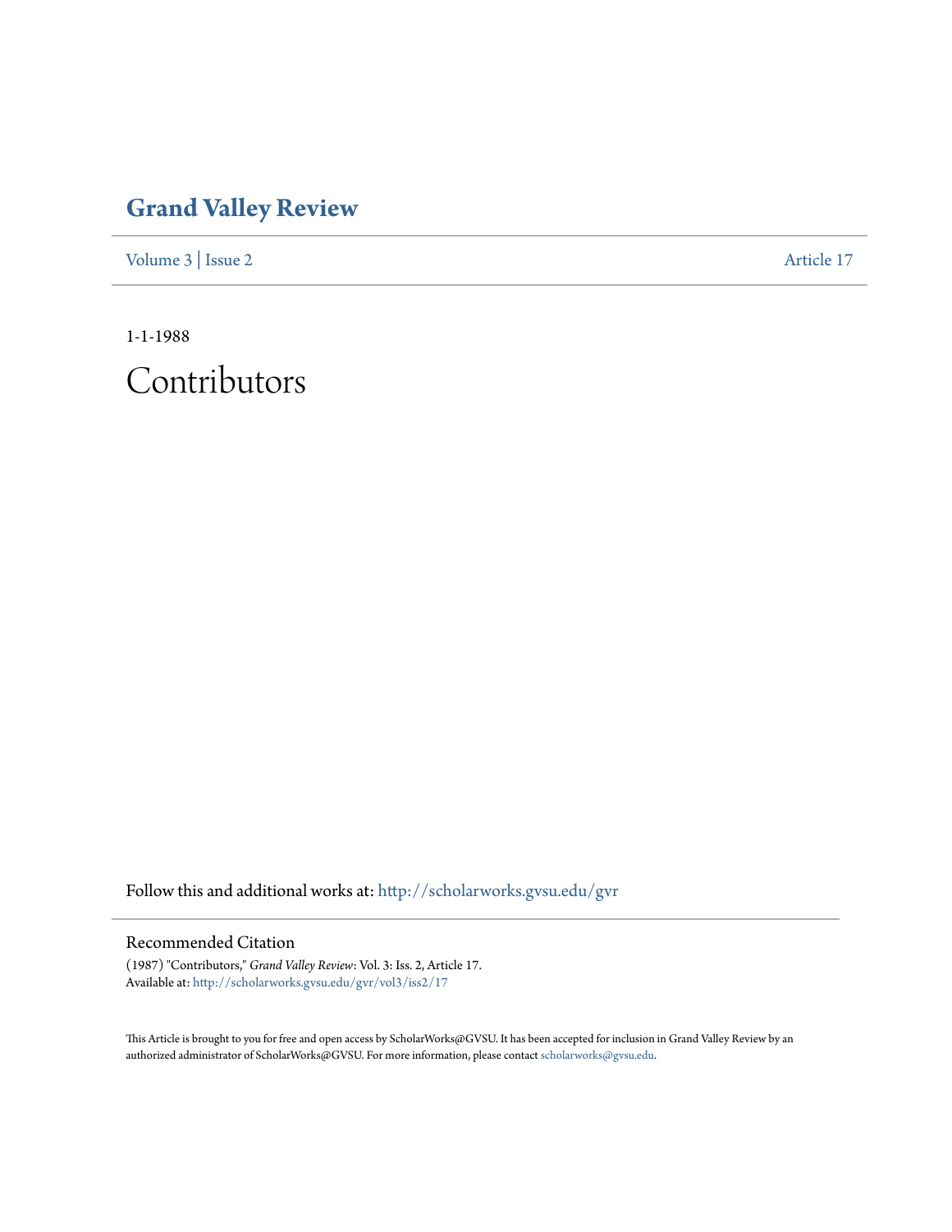# Grand Valley Review

Volume 3 | Issue 2 Article 17

1-1-1988

# Contributors

Follow this and additional works at: http://scholarworks.gvsu.edu/gvr

## Recommended Citation

(1987) "Contributors," *Grand Valley Review*: Vol. 3: Iss. 2, Article 17.
Available at: http://scholarworks.gvsu.edu/gvr/vol3/iss2/17

This Article is brought to you for free and open access by ScholarWorks@GVSU. It has been accepted for inclusion in Grand Valley Review by an authorized administrator of ScholarWorks@GVSU. For more information, please contact scholarworks@gvsu.edu.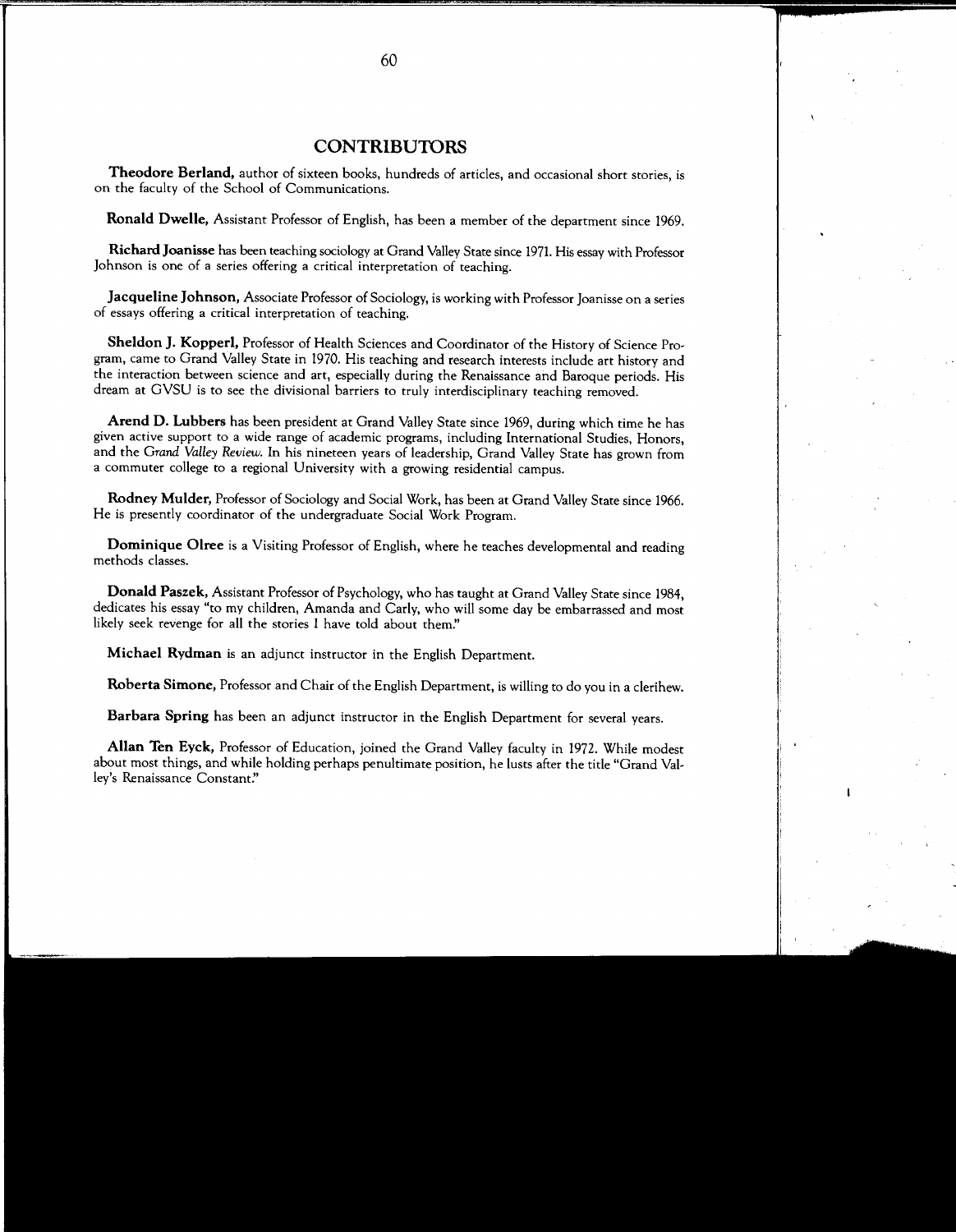## CONTRIBUTORS

**Theodore Berland,** author of sixteen books, hundreds of articles, and occasional short stories, is on the faculty of the School of Communications.

**Ronald Dwelle,** Assistant Professor of English, has been a member of the department since 1969.

**Richard Joanisse** has been teaching sociology at Grand Valley State since 1971. His essay with Professor Johnson is one of a series offering a critical interpretation of teaching.

**Jacqueline Johnson,** Associate Professor of Sociology, is working with Professor Joanisse on a series of essays offering a critical interpretation of teaching.

**Sheldon J. Kopperl,** Professor of Health Sciences and Coordinator of the History of Science Program, came to Grand Valley State in 1970. His teaching and research interests include art history and the interaction between science and art, especially during the Renaissance and Baroque periods. His dream at GVSU is to see the divisional barriers to truly interdisciplinary teaching removed.

**Arend D. Lubbers** has been president at Grand Valley State since 1969, during which time he has given active support to a wide range of academic programs, including International Studies, Honors, and the *Grand Valley Review.* In his nineteen years of leadership, Grand Valley State has grown from a commuter college to a regional University with a growing residential campus.

**Rodney Mulder,** Professor of Sociology and Social Work, has been at Grand Valley State since 1966. He is presently coordinator of the undergraduate Social Work Program.

**Dominique Olree** is a Visiting Professor of English, where he teaches developmental and reading methods classes.

**Donald Paszek,** Assistant Professor of Psychology, who has taught at Grand Valley State since 1984, dedicates his essay "to my children, Amanda and Carly, who will some day be embarrassed and most likely seek revenge for all the stories I have told about them."

**Michael Rydman** is an adjunct instructor in the English Department.

**Roberta Simone,** Professor and Chair of the English Department, is willing to do you in a clerihew.

**Barbara Spring** has been an adjunct instructor in the English Department for several years.

**Allan Ten Eyck,** Professor of Education, joined the Grand Valley faculty in 1972. While modest about most things, and while holding perhaps penultimate position, he lusts after the title "Grand Valley's Renaissance Constant."